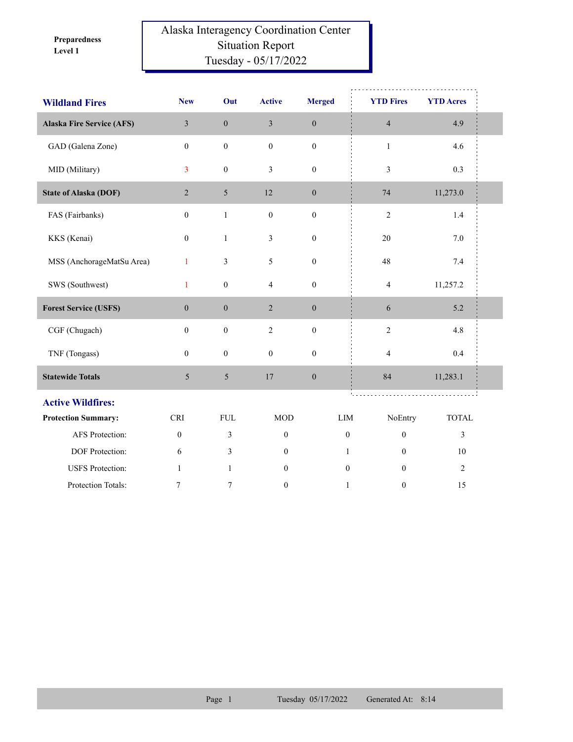**Preparedness Level 1**

# Alaska Interagency Coordination Center Situation Report Tuesday - 05/17/2022

| Wildland Fires | New | Out | Active | Merged | YTD Fires | YTD Acres |
|---|---|---|---|---|---|---|
| **Alaska Fire Service (AFS)** | 3 | 0 | 3 | 0 | 4 | 4.9 |
| GAD (Galena Zone) | 0 | 0 | 0 | 0 | 1 | 4.6 |
| MID (Military) | 3 | 0 | 3 | 0 | 3 | 0.3 |
| **State of Alaska (DOF)** | 2 | 5 | 12 | 0 | 74 | 11,273.0 |
| FAS (Fairbanks) | 0 | 1 | 0 | 0 | 2 | 1.4 |
| KKS (Kenai) | 0 | 1 | 3 | 0 | 20 | 7.0 |
| MSS (AnchorageMatSu Area) | 1 | 3 | 5 | 0 | 48 | 7.4 |
| SWS (Southwest) | 1 | 0 | 4 | 0 | 4 | 11,257.2 |
| **Forest Service (USFS)** | 0 | 0 | 2 | 0 | 6 | 5.2 |
| CGF (Chugach) | 0 | 0 | 2 | 0 | 2 | 4.8 |
| TNF (Tongass) | 0 | 0 | 0 | 0 | 4 | 0.4 |
| **Statewide Totals** | 5 | 5 | 17 | 0 | 84 | 11,283.1 |

## Active Wildfires:

| Protection Summary: | CRI | FUL | MOD | LIM | NoEntry | TOTAL |
|---|---|---|---|---|---|---|
| AFS Protection: | 0 | 3 | 0 | 0 | 0 | 3 |
| DOF Protection: | 6 | 3 | 0 | 1 | 0 | 10 |
| USFS Protection: | 1 | 1 | 0 | 0 | 0 | 2 |
| Protection Totals: | 7 | 7 | 0 | 1 | 0 | 15 |

Tuesday 05/17/2022 Generated At: 8:14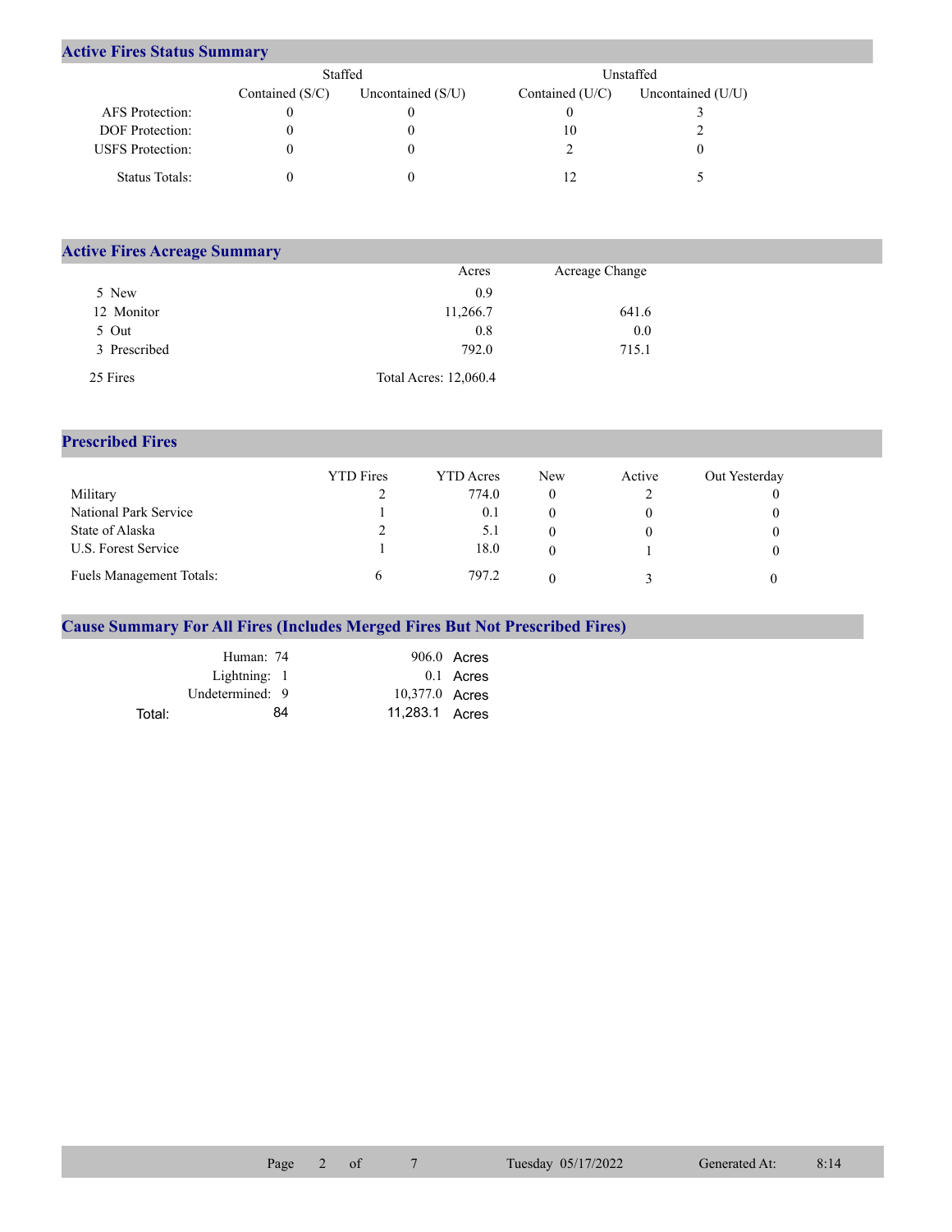## Active Fires Status Summary

| | Staffed | | Unstaffed | |
|---|---|---|---|---|
| | Contained (S/C) | Uncontained (S/U) | Contained (U/C) | Uncontained (U/U) |
| AFS Protection: | 0 | 0 | 0 | 3 |
| DOF Protection: | 0 | 0 | 10 | 2 |
| USFS Protection: | 0 | 0 | 2 | 0 |
| Status Totals: | 0 | 0 | 12 | 5 |

## Active Fires Acreage Summary

| | Acres | Acreage Change |
|---|---|---|
| 5 New | 0.9 | |
| 12 Monitor | 11,266.7 | 641.6 |
| 5 Out | 0.8 | 0.0 |
| 3 Prescribed | 792.0 | 715.1 |
| 25 Fires | Total Acres: 12,060.4 | |

## Prescribed Fires

| | YTD Fires | YTD Acres | New | Active | Out Yesterday |
|---|---|---|---|---|---|
| Military | 2 | 774.0 | 0 | 2 | 0 |
| National Park Service | 1 | 0.1 | 0 | 0 | 0 |
| State of Alaska | 2 | 5.1 | 0 | 0 | 0 |
| U.S. Forest Service | 1 | 18.0 | 0 | 1 | 0 |
| Fuels Management Totals: | 6 | 797.2 | 0 | 3 | 0 |

## Cause Summary For All Fires (Includes Merged Fires But Not Prescribed Fires)

| | | | |
|---|---|---|---|
| Human: | 74 | 906.0 | Acres |
| Lightning: | 1 | 0.1 | Acres |
| Undetermined: | 9 | 10,377.0 | Acres |
| Total: | 84 | 11,283.1 | Acres |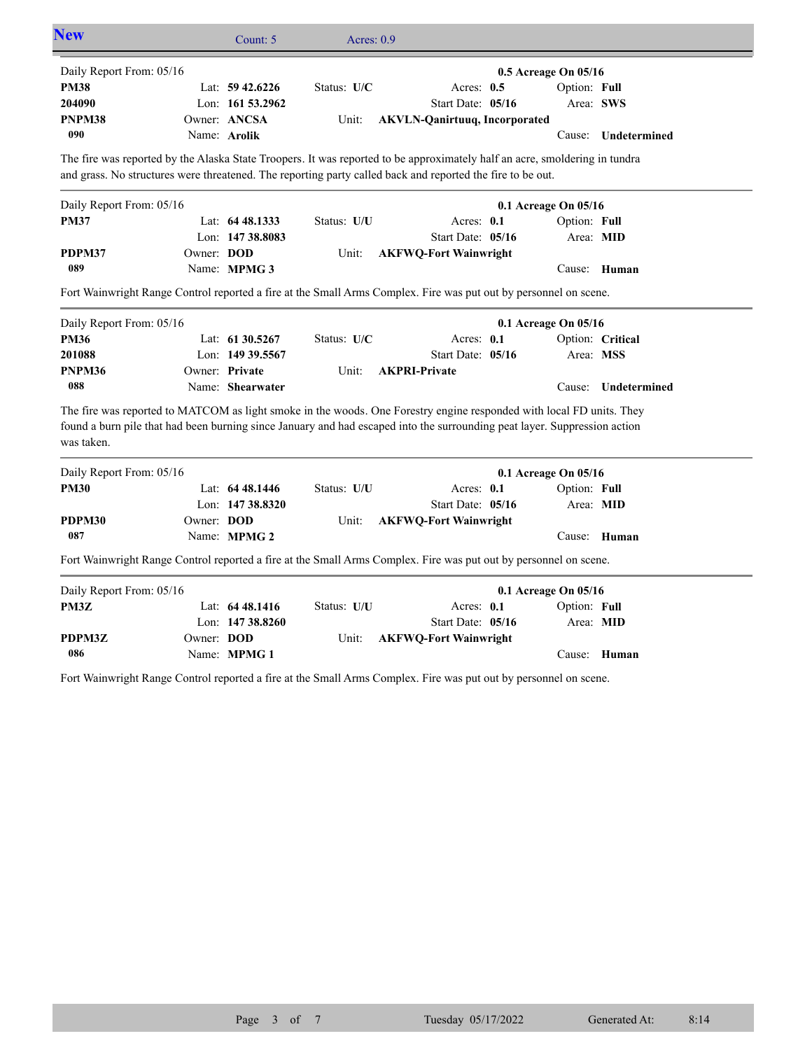## New

Count: 5 Acres: 0.9

---

Daily Report From: 05/16 **0.5 Acreage On 05/16**

| | | | | |
|---|---|---|---|---|
| **PM38** | Lat: **59 42.6226** | Status: **U/C** | Acres: **0.5** | Option: **Full** |
| **204090** | Lon: **161 53.2962** | | Start Date: **05/16** | Area: **SWS** |
| **PNPM38** | Owner: **ANCSA** | Unit: | **AKVLN-Qanirtuuq, Incorporated** | |
| **090** | Name: **Arolik** | | | Cause: **Undetermined** |

The fire was reported by the Alaska State Troopers. It was reported to be approximately half an acre, smoldering in tundra and grass. No structures were threatened. The reporting party called back and reported the fire to be out.

---

Daily Report From: 05/16 **0.1 Acreage On 05/16**

| | | | | |
|---|---|---|---|---|
| **PM37** | Lat: **64 48.1333** | Status: **U/U** | Acres: **0.1** | Option: **Full** |
| | Lon: **147 38.8083** | | Start Date: **05/16** | Area: **MID** |
| **PDPM37** | Owner: **DOD** | Unit: | **AKFWQ-Fort Wainwright** | |
| **089** | Name: **MPMG 3** | | | Cause: **Human** |

Fort Wainwright Range Control reported a fire at the Small Arms Complex. Fire was put out by personnel on scene.

---

Daily Report From: 05/16 **0.1 Acreage On 05/16**

| | | | | |
|---|---|---|---|---|
| **PM36** | Lat: **61 30.5267** | Status: **U/C** | Acres: **0.1** | Option: **Critical** |
| **201088** | Lon: **149 39.5567** | | Start Date: **05/16** | Area: **MSS** |
| **PNPM36** | Owner: **Private** | Unit: | **AKPRI-Private** | |
| **088** | Name: **Shearwater** | | | Cause: **Undetermined** |

The fire was reported to MATCOM as light smoke in the woods. One Forestry engine responded with local FD units. They found a burn pile that had been burning since January and had escaped into the surrounding peat layer. Suppression action was taken.

---

Daily Report From: 05/16 **0.1 Acreage On 05/16**

| | | | | |
|---|---|---|---|---|
| **PM30** | Lat: **64 48.1446** | Status: **U/U** | Acres: **0.1** | Option: **Full** |
| | Lon: **147 38.8320** | | Start Date: **05/16** | Area: **MID** |
| **PDPM30** | Owner: **DOD** | Unit: | **AKFWQ-Fort Wainwright** | |
| **087** | Name: **MPMG 2** | | | Cause: **Human** |

Fort Wainwright Range Control reported a fire at the Small Arms Complex. Fire was put out by personnel on scene.

---

Daily Report From: 05/16 **0.1 Acreage On 05/16**

| | | | | |
|---|---|---|---|---|
| **PM3Z** | Lat: **64 48.1416** | Status: **U/U** | Acres: **0.1** | Option: **Full** |
| | Lon: **147 38.8260** | | Start Date: **05/16** | Area: **MID** |
| **PDPM3Z** | Owner: **DOD** | Unit: | **AKFWQ-Fort Wainwright** | |
| **086** | Name: **MPMG 1** | | | Cause: **Human** |

Fort Wainwright Range Control reported a fire at the Small Arms Complex. Fire was put out by personnel on scene.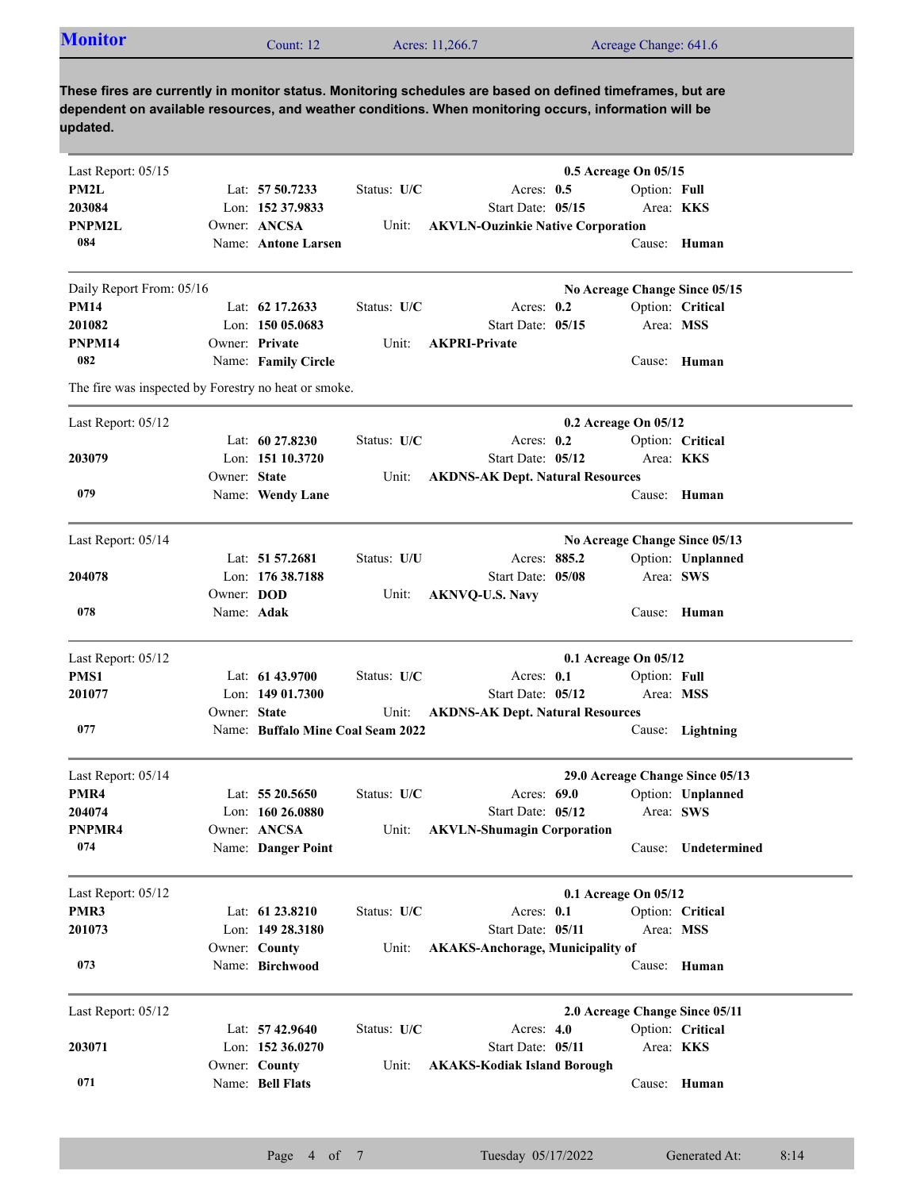## Monitor

Count: 12 | Acres: 11,266.7 | Acreage Change: 641.6

**These fires are currently in monitor status. Monitoring schedules are based on defined timeframes, but are dependent on available resources, and weather conditions. When monitoring occurs, information will be updated.**

---

Last Report: 05/15 — **0.5 Acreage On 05/15**

**PM2L**
**203084**
**PNPM2L**
**084**

Lat: **57 50.7233** | Lon: **152 37.9833** | Owner: **ANCSA** | Name: **Antone Larsen**
Status: **U/C** | Unit: **AKVLN-Ouzinkie Native Corporation**
Acres: **0.5** | Start Date: **05/15**
Option: **Full** | Area: **KKS** | Cause: **Human**

---

Daily Report From: 05/16 — **No Acreage Change Since 05/15**

**PM14**
**201082**
**PNPM14**
**082**

Lat: **62 17.2633** | Lon: **150 05.0683** | Owner: **Private** | Name: **Family Circle**
Status: **U/C** | Unit: **AKPRI-Private**
Acres: **0.2** | Start Date: **05/15**
Option: **Critical** | Area: **MSS** | Cause: **Human**

The fire was inspected by Forestry no heat or smoke.

---

Last Report: 05/12 — **0.2 Acreage On 05/12**

**203079**
**079**

Lat: **60 27.8230** | Lon: **151 10.3720** | Owner: **State** | Name: **Wendy Lane**
Status: **U/C** | Unit: **AKDNS-AK Dept. Natural Resources**
Acres: **0.2** | Start Date: **05/12**
Option: **Critical** | Area: **KKS** | Cause: **Human**

---

Last Report: 05/14 — **No Acreage Change Since 05/13**

**204078**
**078**

Lat: **51 57.2681** | Lon: **176 38.7188** | Owner: **DOD** | Name: **Adak**
Status: **U/U** | Unit: **AKNVQ-U.S. Navy**
Acres: **885.2** | Start Date: **05/08**
Option: **Unplanned** | Area: **SWS** | Cause: **Human**

---

Last Report: 05/12 — **0.1 Acreage On 05/12**

**PMS1**
**201077**
**077**

Lat: **61 43.9700** | Lon: **149 01.7300** | Owner: **State** | Name: **Buffalo Mine Coal Seam 2022**
Status: **U/C** | Unit: **AKDNS-AK Dept. Natural Resources**
Acres: **0.1** | Start Date: **05/12**
Option: **Full** | Area: **MSS** | Cause: **Lightning**

---

Last Report: 05/14 — **29.0 Acreage Change Since 05/13**

**PMR4**
**204074**
**PNPMR4**
**074**

Lat: **55 20.5650** | Lon: **160 26.0880** | Owner: **ANCSA** | Name: **Danger Point**
Status: **U/C** | Unit: **AKVLN-Shumagin Corporation**
Acres: **69.0** | Start Date: **05/12**
Option: **Unplanned** | Area: **SWS** | Cause: **Undetermined**

---

Last Report: 05/12 — **0.1 Acreage On 05/12**

**PMR3**
**201073**
**073**

Lat: **61 23.8210** | Lon: **149 28.3180** | Owner: **County** | Name: **Birchwood**
Status: **U/C** | Unit: **AKAKS-Anchorage, Municipality of**
Acres: **0.1** | Start Date: **05/11**
Option: **Critical** | Area: **MSS** | Cause: **Human**

---

Last Report: 05/12 — **2.0 Acreage Change Since 05/11**

**203071**
**071**

Lat: **57 42.9640** | Lon: **152 36.0270** | Owner: **County** | Name: **Bell Flats**
Status: **U/C** | Unit: **AKAKS-Kodiak Island Borough**
Acres: **4.0** | Start Date: **05/11**
Option: **Critical** | Area: **KKS** | Cause: **Human**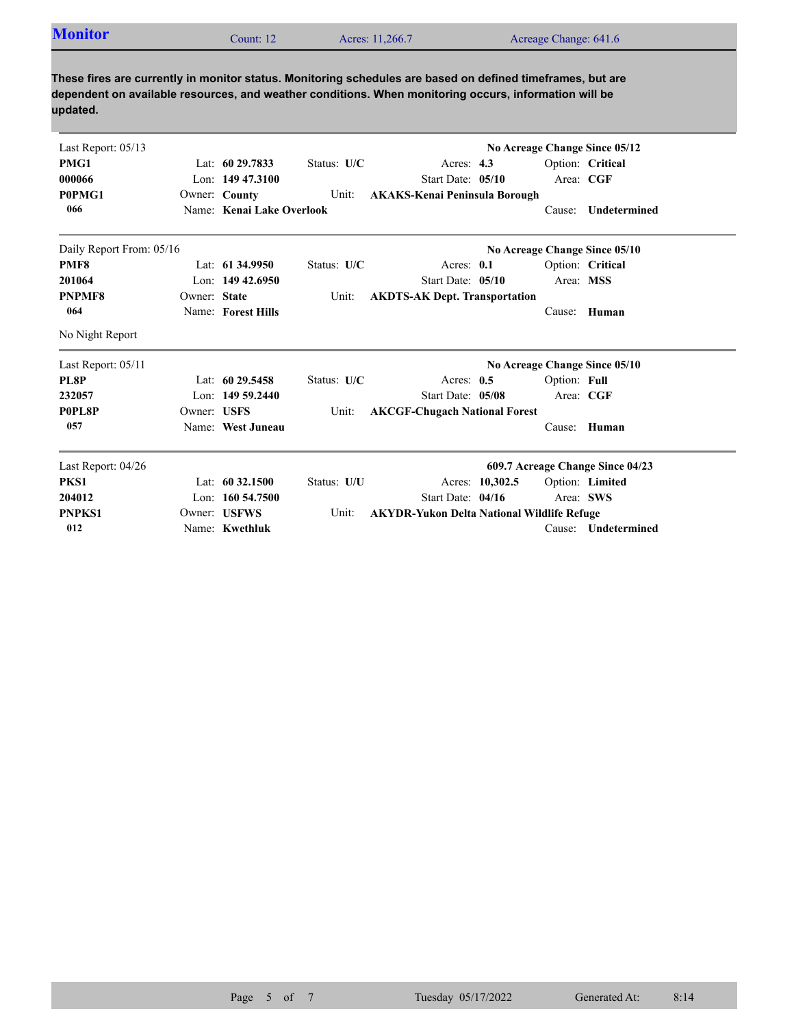## Monitor

Count: 12 Acres: 11,266.7 Acreage Change: 641.6

**These fires are currently in monitor status. Monitoring schedules are based on defined timeframes, but are dependent on available resources, and weather conditions. When monitoring occurs, information will be updated.**

---

Last Report: 05/13 — **No Acreage Change Since 05/12**

| | | | | |
|---|---|---|---|---|
| **PMG1** | Lat: **60 29.7833** | Status: **U/C** | Acres: **4.3** | Option: **Critical** |
| **000066** | Lon: **149 47.3100** | | Start Date: **05/10** | Area: **CGF** |
| **P0PMG1** | Owner: **County** | Unit: **AKAKS-Kenai Peninsula Borough** | | |
| **066** | Name: **Kenai Lake Overlook** | | | Cause: **Undetermined** |

---

Daily Report From: 05/16 — **No Acreage Change Since 05/10**

| | | | | |
|---|---|---|---|---|
| **PMF8** | Lat: **61 34.9950** | Status: **U/C** | Acres: **0.1** | Option: **Critical** |
| **201064** | Lon: **149 42.6950** | | Start Date: **05/10** | Area: **MSS** |
| **PNPMF8** | Owner: **State** | Unit: **AKDTS-AK Dept. Transportation** | | |
| **064** | Name: **Forest Hills** | | | Cause: **Human** |

No Night Report

---

Last Report: 05/11 — **No Acreage Change Since 05/10**

| | | | | |
|---|---|---|---|---|
| **PL8P** | Lat: **60 29.5458** | Status: **U/C** | Acres: **0.5** | Option: **Full** |
| **232057** | Lon: **149 59.2440** | | Start Date: **05/08** | Area: **CGF** |
| **P0PL8P** | Owner: **USFS** | Unit: **AKCGF-Chugach National Forest** | | |
| **057** | Name: **West Juneau** | | | Cause: **Human** |

---

Last Report: 04/26 — **609.7 Acreage Change Since 04/23**

| | | | | |
|---|---|---|---|---|
| **PKS1** | Lat: **60 32.1500** | Status: **U/U** | Acres: **10,302.5** | Option: **Limited** |
| **204012** | Lon: **160 54.7500** | | Start Date: **04/16** | Area: **SWS** |
| **PNPKS1** | Owner: **USFWS** | Unit: **AKYDR-Yukon Delta National Wildlife Refuge** | | |
| **012** | Name: **Kwethluk** | | | Cause: **Undetermined** |

Tuesday 05/17/2022 Generated At: 8:14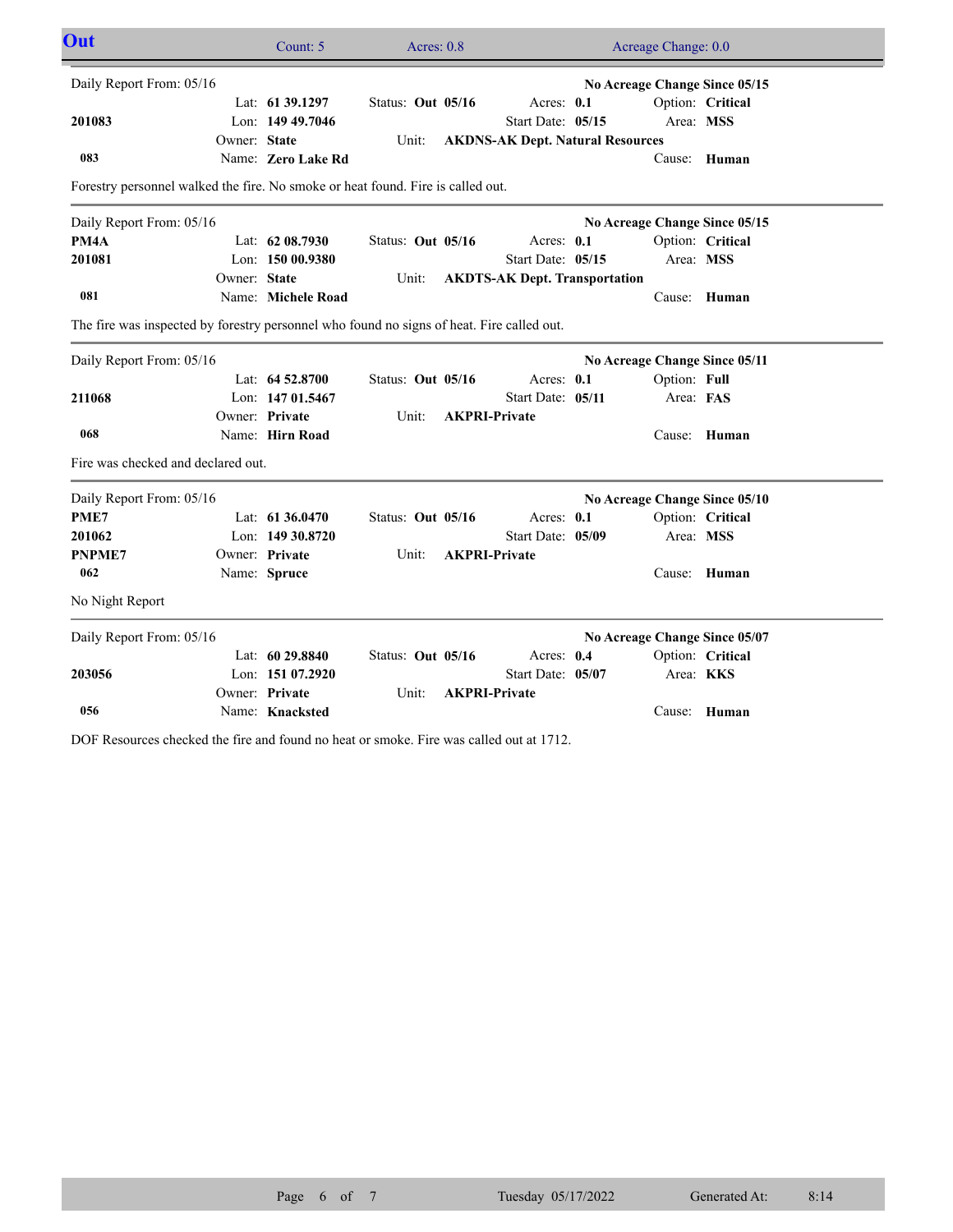## Out

Count: 5 | Acres: 0.8 | Acreage Change: 0.0

---

Daily Report From: 05/16 — **No Acreage Change Since 05/15**

| | | | | |
|---|---|---|---|---|
| | Lat: **61 39.1297** | Status: **Out 05/16** | Acres: **0.1** | Option: **Critical** |
| **201083** | Lon: **149 49.7046** | | Start Date: **05/15** | Area: **MSS** |
| | Owner: **State** | Unit: **AKDNS-AK Dept. Natural Resources** | | |
| **083** | Name: **Zero Lake Rd** | | | Cause: **Human** |

Forestry personnel walked the fire. No smoke or heat found. Fire is called out.

---

Daily Report From: 05/16 — **No Acreage Change Since 05/15**

| | | | | |
|---|---|---|---|---|
| **PM4A** | Lat: **62 08.7930** | Status: **Out 05/16** | Acres: **0.1** | Option: **Critical** |
| **201081** | Lon: **150 00.9380** | | Start Date: **05/15** | Area: **MSS** |
| | Owner: **State** | Unit: **AKDTS-AK Dept. Transportation** | | |
| **081** | Name: **Michele Road** | | | Cause: **Human** |

The fire was inspected by forestry personnel who found no signs of heat. Fire called out.

---

Daily Report From: 05/16 — **No Acreage Change Since 05/11**

| | | | | |
|---|---|---|---|---|
| | Lat: **64 52.8700** | Status: **Out 05/16** | Acres: **0.1** | Option: **Full** |
| **211068** | Lon: **147 01.5467** | | Start Date: **05/11** | Area: **FAS** |
| | Owner: **Private** | Unit: **AKPRI-Private** | | |
| **068** | Name: **Hirn Road** | | | Cause: **Human** |

Fire was checked and declared out.

---

Daily Report From: 05/16 — **No Acreage Change Since 05/10**

| | | | | |
|---|---|---|---|---|
| **PME7** | Lat: **61 36.0470** | Status: **Out 05/16** | Acres: **0.1** | Option: **Critical** |
| **201062** | Lon: **149 30.8720** | | Start Date: **05/09** | Area: **MSS** |
| **PNPME7** | Owner: **Private** | Unit: **AKPRI-Private** | | |
| **062** | Name: **Spruce** | | | Cause: **Human** |

No Night Report

---

Daily Report From: 05/16 — **No Acreage Change Since 05/07**

| | | | | |
|---|---|---|---|---|
| | Lat: **60 29.8840** | Status: **Out 05/16** | Acres: **0.4** | Option: **Critical** |
| **203056** | Lon: **151 07.2920** | | Start Date: **05/07** | Area: **KKS** |
| | Owner: **Private** | Unit: **AKPRI-Private** | | |
| **056** | Name: **Knacksted** | | | Cause: **Human** |

DOF Resources checked the fire and found no heat or smoke. Fire was called out at 1712.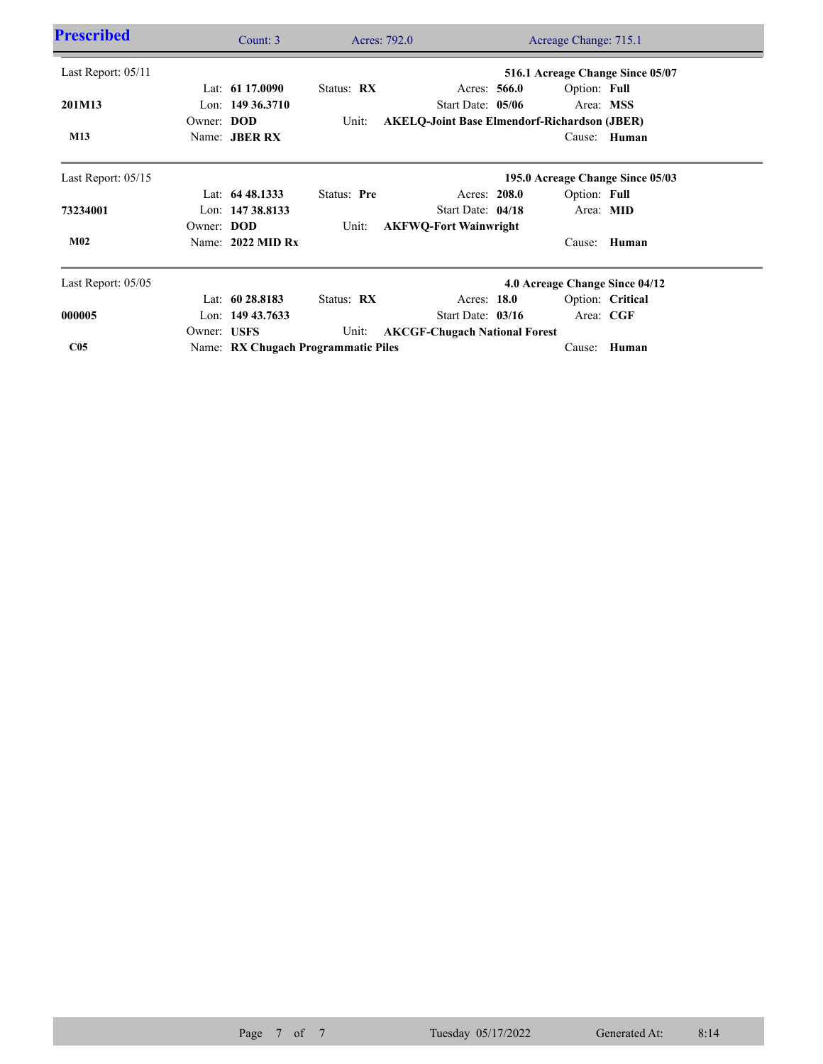## Prescribed

Count: 3 | Acres: 792.0 | Acreage Change: 715.1

---

Last Report: 05/11 — **516.1 Acreage Change Since 05/07**

**201M13**

**M13**

Lat: **61 17.0090**
Lon: **149 36.3710**
Owner: **DOD**
Name: **JBER RX**

Status: **RX**
Acres: **566.0**
Start Date: **05/06**
Unit: **AKELQ-Joint Base Elmendorf-Richardson (JBER)**

Option: **Full**
Area: **MSS**
Cause: **Human**

---

Last Report: 05/15 — **195.0 Acreage Change Since 05/03**

**73234001**

**M02**

Lat: **64 48.1333**
Lon: **147 38.8133**
Owner: **DOD**
Name: **2022 MID Rx**

Status: **Pre**
Acres: **208.0**
Start Date: **04/18**
Unit: **AKFWQ-Fort Wainwright**

Option: **Full**
Area: **MID**
Cause: **Human**

---

Last Report: 05/05 — **4.0 Acreage Change Since 04/12**

**000005**

**C05**

Lat: **60 28.8183**
Lon: **149 43.7633**
Owner: **USFS**
Name: **RX Chugach Programmatic Piles**

Status: **RX**
Acres: **18.0**
Start Date: **03/16**
Unit: **AKCGF-Chugach National Forest**

Option: **Critical**
Area: **CGF**
Cause: **Human**

---

Tuesday 05/17/2022 — Generated At: 8:14